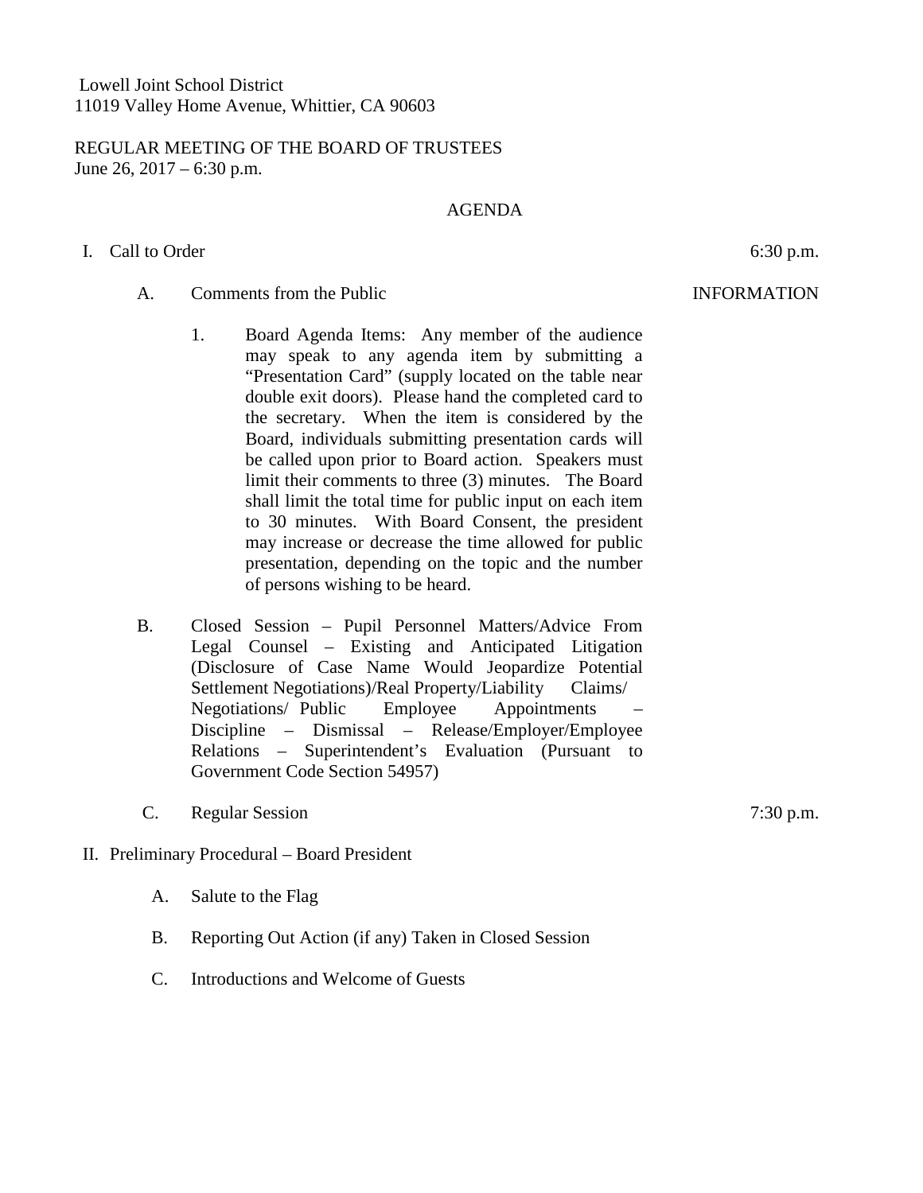Lowell Joint School District
11019 Valley Home Avenue, Whittier, CA 90603

REGULAR MEETING OF THE BOARD OF TRUSTEES
June 26, 2017 – 6:30 p.m.

AGENDA

I. Call to Order 6:30 p.m.

A. Comments from the Public INFORMATION

1. Board Agenda Items: Any member of the audience may speak to any agenda item by submitting a "Presentation Card" (supply located on the table near double exit doors). Please hand the completed card to the secretary. When the item is considered by the Board, individuals submitting presentation cards will be called upon prior to Board action. Speakers must limit their comments to three (3) minutes. The Board shall limit the total time for public input on each item to 30 minutes. With Board Consent, the president may increase or decrease the time allowed for public presentation, depending on the topic and the number of persons wishing to be heard.

B. Closed Session – Pupil Personnel Matters/Advice From Legal Counsel – Existing and Anticipated Litigation (Disclosure of Case Name Would Jeopardize Potential Settlement Negotiations)/Real Property/Liability Claims/ Negotiations/ Public Employee Appointments – Discipline – Dismissal – Release/Employer/Employee Relations – Superintendent's Evaluation (Pursuant to Government Code Section 54957)

C. Regular Session 7:30 p.m.

II. Preliminary Procedural – Board President

A. Salute to the Flag

B. Reporting Out Action (if any) Taken in Closed Session

C. Introductions and Welcome of Guests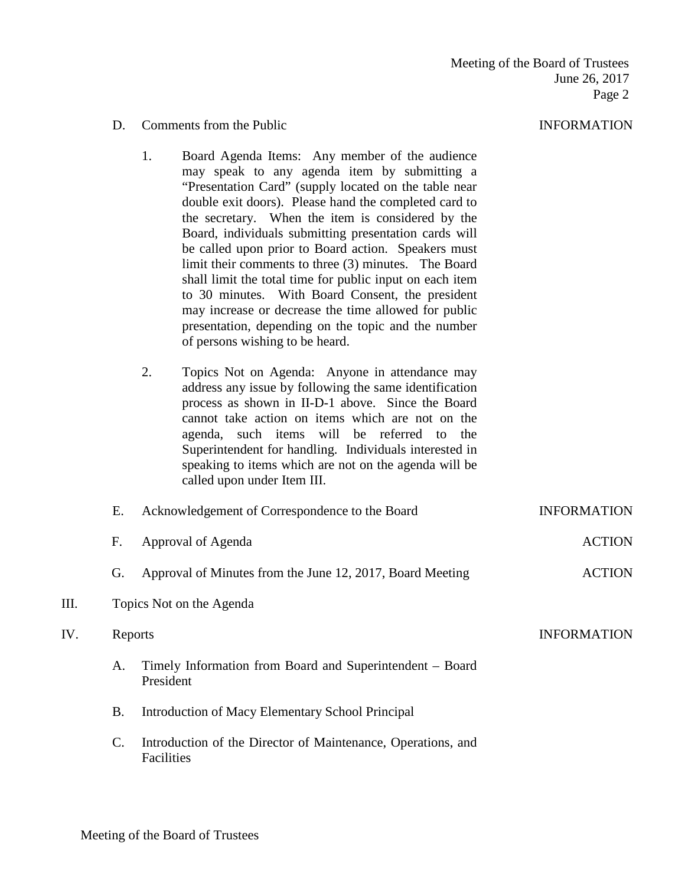D. Comments from the Public — INFORMATION

1. Board Agenda Items: Any member of the audience may speak to any agenda item by submitting a "Presentation Card" (supply located on the table near double exit doors). Please hand the completed card to the secretary. When the item is considered by the Board, individuals submitting presentation cards will be called upon prior to Board action. Speakers must limit their comments to three (3) minutes. The Board shall limit the total time for public input on each item to 30 minutes. With Board Consent, the president may increase or decrease the time allowed for public presentation, depending on the topic and the number of persons wishing to be heard.

2. Topics Not on Agenda: Anyone in attendance may address any issue by following the same identification process as shown in II-D-1 above. Since the Board cannot take action on items which are not on the agenda, such items will be referred to the Superintendent for handling. Individuals interested in speaking to items which are not on the agenda will be called upon under Item III.

E. Acknowledgement of Correspondence to the Board — INFORMATION

F. Approval of Agenda — ACTION

G. Approval of Minutes from the June 12, 2017, Board Meeting — ACTION

III. Topics Not on the Agenda

IV. Reports — INFORMATION

A. Timely Information from Board and Superintendent – Board President

B. Introduction of Macy Elementary School Principal

C. Introduction of the Director of Maintenance, Operations, and Facilities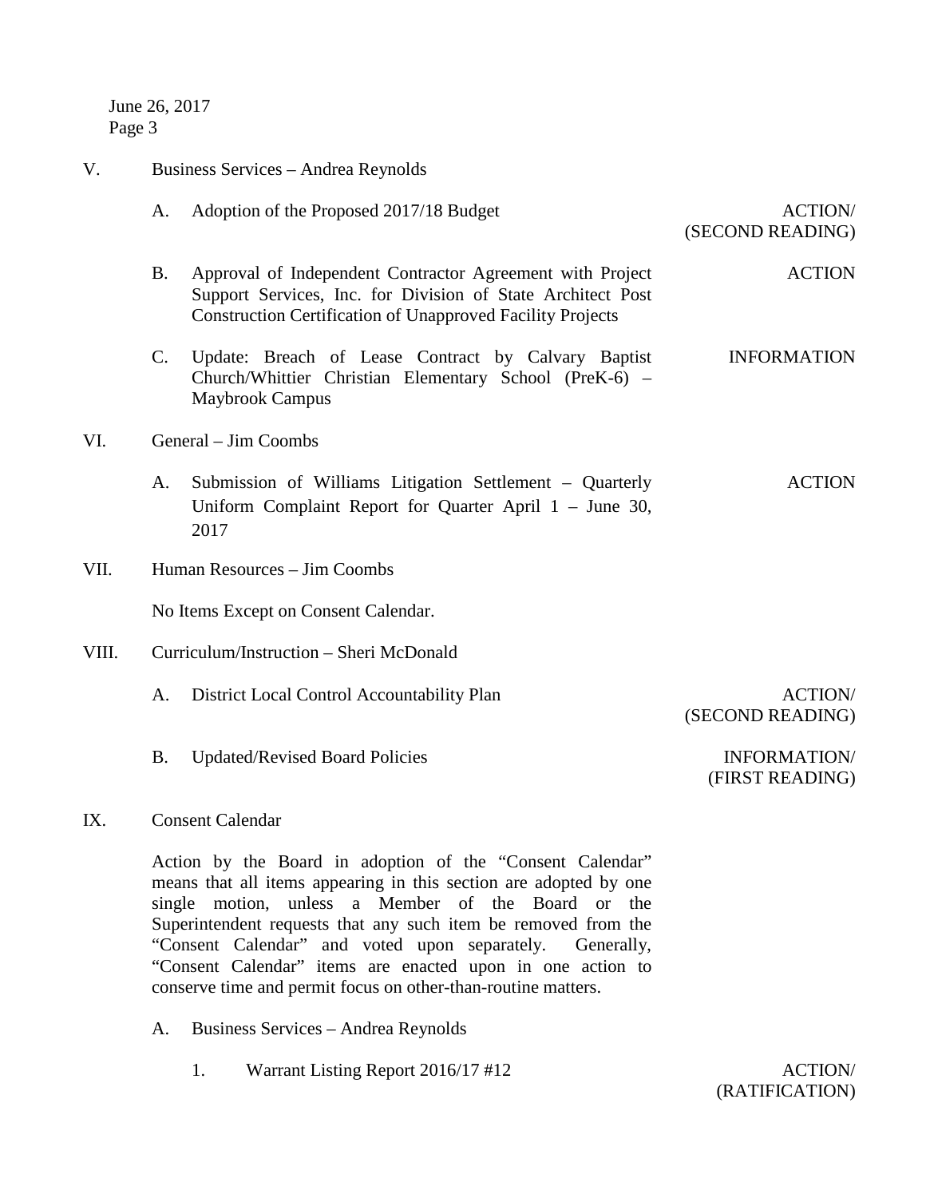V. Business Services – Andrea Reynolds

A. Adoption of the Proposed 2017/18 Budget — ACTION/ (SECOND READING)

B. Approval of Independent Contractor Agreement with Project Support Services, Inc. for Division of State Architect Post Construction Certification of Unapproved Facility Projects — ACTION

C. Update: Breach of Lease Contract by Calvary Baptist Church/Whittier Christian Elementary School (PreK-6) – Maybrook Campus — INFORMATION

VI. General – Jim Coombs

A. Submission of Williams Litigation Settlement – Quarterly Uniform Complaint Report for Quarter April 1 – June 30, 2017 — ACTION

VII. Human Resources – Jim Coombs

No Items Except on Consent Calendar.

VIII. Curriculum/Instruction – Sheri McDonald

A. District Local Control Accountability Plan — ACTION/ (SECOND READING)

B. Updated/Revised Board Policies — INFORMATION/ (FIRST READING)

IX. Consent Calendar

Action by the Board in adoption of the "Consent Calendar" means that all items appearing in this section are adopted by one single motion, unless a Member of the Board or the Superintendent requests that any such item be removed from the "Consent Calendar" and voted upon separately. Generally, "Consent Calendar" items are enacted upon in one action to conserve time and permit focus on other-than-routine matters.

A. Business Services – Andrea Reynolds

1. Warrant Listing Report 2016/17 #12 — ACTION/ (RATIFICATION)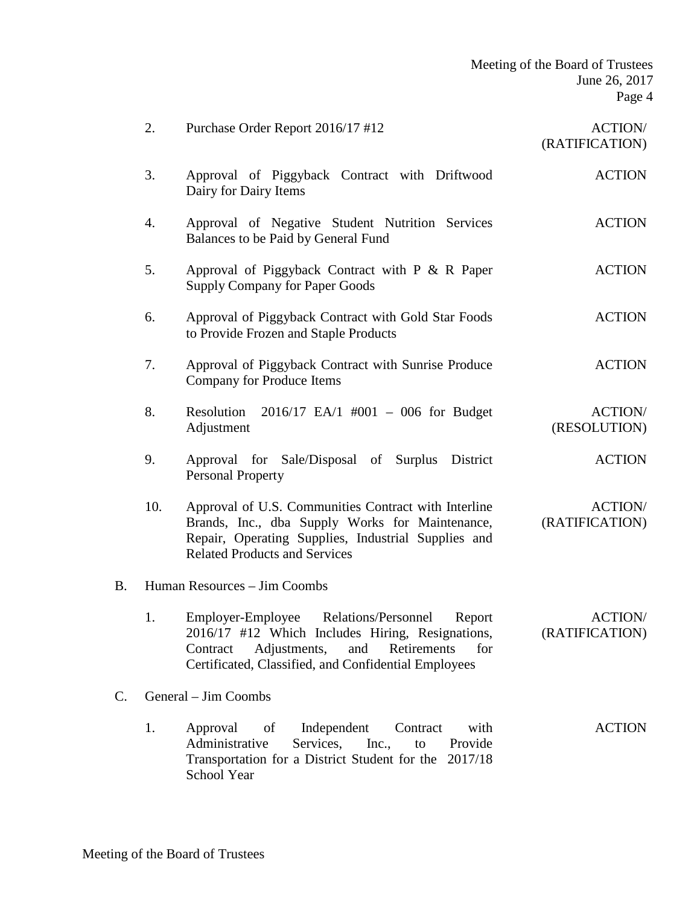2. Purchase Order Report 2016/17 #12 — ACTION/ (RATIFICATION)

3. Approval of Piggyback Contract with Driftwood Dairy for Dairy Items — ACTION

4. Approval of Negative Student Nutrition Services Balances to be Paid by General Fund — ACTION

5. Approval of Piggyback Contract with P & R Paper Supply Company for Paper Goods — ACTION

6. Approval of Piggyback Contract with Gold Star Foods to Provide Frozen and Staple Products — ACTION

7. Approval of Piggyback Contract with Sunrise Produce Company for Produce Items — ACTION

8. Resolution 2016/17 EA/1 #001 – 006 for Budget Adjustment — ACTION/ (RESOLUTION)

9. Approval for Sale/Disposal of Surplus District Personal Property — ACTION

10. Approval of U.S. Communities Contract with Interline Brands, Inc., dba Supply Works for Maintenance, Repair, Operating Supplies, Industrial Supplies and Related Products and Services — ACTION/ (RATIFICATION)

B. Human Resources – Jim Coombs

1. Employer-Employee Relations/Personnel Report 2016/17 #12 Which Includes Hiring, Resignations, Contract Adjustments, and Retirements for Certificated, Classified, and Confidential Employees — ACTION/ (RATIFICATION)

C. General – Jim Coombs

1. Approval of Independent Contract with Administrative Services, Inc., to Provide Transportation for a District Student for the 2017/18 School Year — ACTION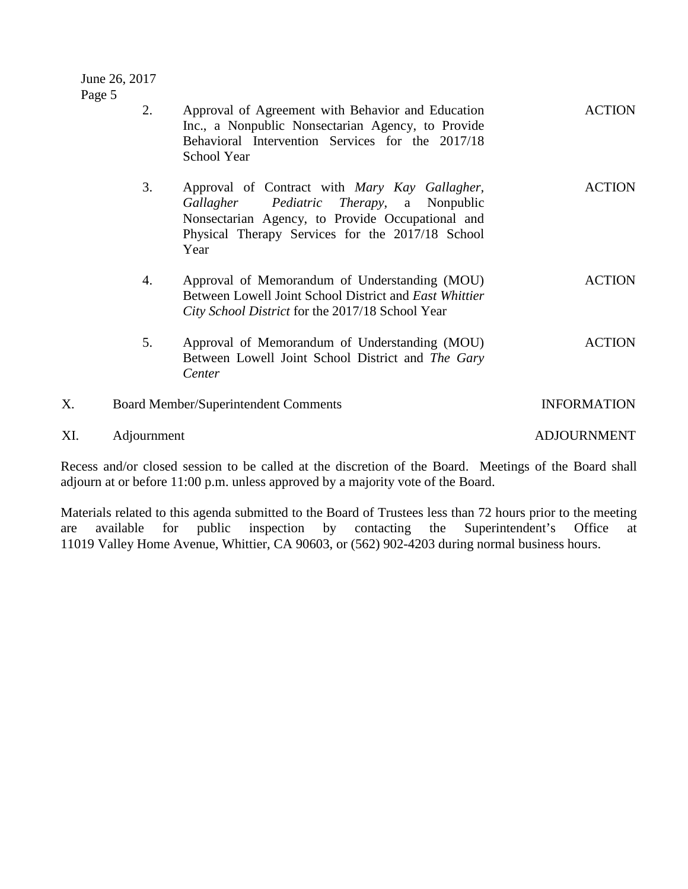2. Approval of Agreement with Behavior and Education Inc., a Nonpublic Nonsectarian Agency, to Provide Behavioral Intervention Services for the 2017/18 School Year — ACTION

3. Approval of Contract with *Mary Kay Gallagher, Gallagher Pediatric Therapy*, a Nonpublic Nonsectarian Agency, to Provide Occupational and Physical Therapy Services for the 2017/18 School Year — ACTION

4. Approval of Memorandum of Understanding (MOU) Between Lowell Joint School District and *East Whittier City School District* for the 2017/18 School Year — ACTION

5. Approval of Memorandum of Understanding (MOU) Between Lowell Joint School District and *The Gary Center* — ACTION

X. Board Member/Superintendent Comments — INFORMATION

XI. Adjournment — ADJOURNMENT

Recess and/or closed session to be called at the discretion of the Board. Meetings of the Board shall adjourn at or before 11:00 p.m. unless approved by a majority vote of the Board.

Materials related to this agenda submitted to the Board of Trustees less than 72 hours prior to the meeting are available for public inspection by contacting the Superintendent's Office at 11019 Valley Home Avenue, Whittier, CA 90603, or (562) 902-4203 during normal business hours.